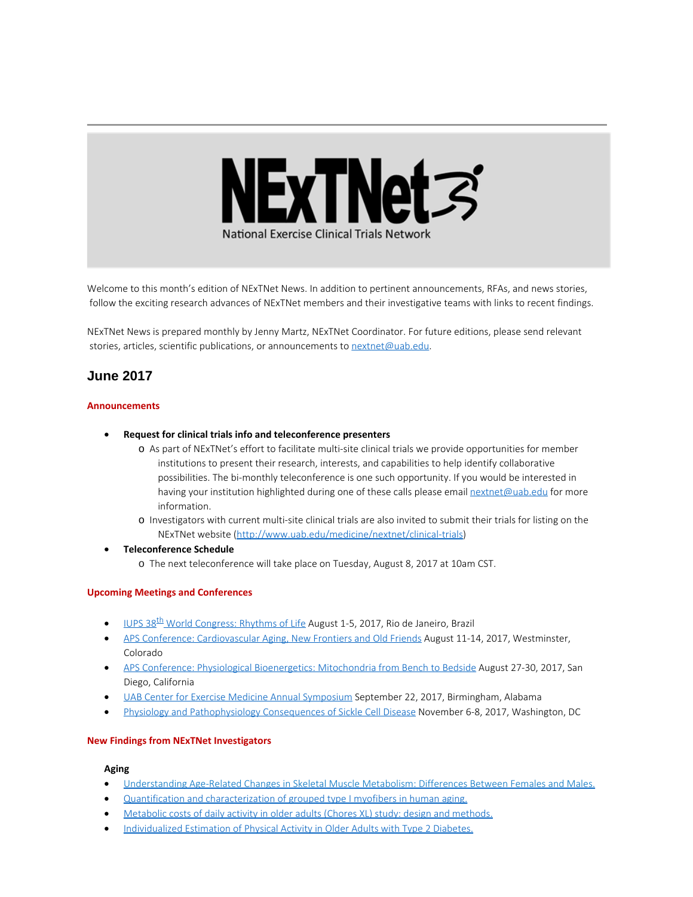# NExTNet

National Exercise Clinical Trials Network

Welcome to this month's edition of NExTNet News. In addition to pertinent announcements, RFAs, and news stories, follow the exciting research advances of NExTNet members and their investigative teams with links to recent findings.

NExTNet News is prepared monthly by Jenny Martz, NExTNet Coordinator. For future editions, please send relevant stories, articles, scientific publications, or announcements to nextnet@uab.edu.

## June 2017

### Announcements

- **Request for clinical trials info and teleconference presenters**
  - As part of NExTNet's effort to facilitate multi-site clinical trials we provide opportunities for member institutions to present their research, interests, and capabilities to help identify collaborative possibilities. The bi-monthly teleconference is one such opportunity. If you would be interested in having your institution highlighted during one of these calls please email nextnet@uab.edu for more information.
  - Investigators with current multi-site clinical trials are also invited to submit their trials for listing on the NExTNet website (http://www.uab.edu/medicine/nextnet/clinical-trials)
- **Teleconference Schedule**
  - The next teleconference will take place on Tuesday, August 8, 2017 at 10am CST.

### Upcoming Meetings and Conferences

- IUPS 38th World Congress: Rhythms of Life August 1-5, 2017, Rio de Janeiro, Brazil
- APS Conference: Cardiovascular Aging, New Frontiers and Old Friends August 11-14, 2017, Westminster, Colorado
- APS Conference: Physiological Bioenergetics: Mitochondria from Bench to Bedside August 27-30, 2017, San Diego, California
- UAB Center for Exercise Medicine Annual Symposium September 22, 2017, Birmingham, Alabama
- Physiology and Pathophysiology Consequences of Sickle Cell Disease November 6-8, 2017, Washington, DC

### New Findings from NExTNet Investigators

**Aging**

- Understanding Age-Related Changes in Skeletal Muscle Metabolism: Differences Between Females and Males.
- Quantification and characterization of grouped type I myofibers in human aging.
- Metabolic costs of daily activity in older adults (Chores XL) study: design and methods.
- Individualized Estimation of Physical Activity in Older Adults with Type 2 Diabetes.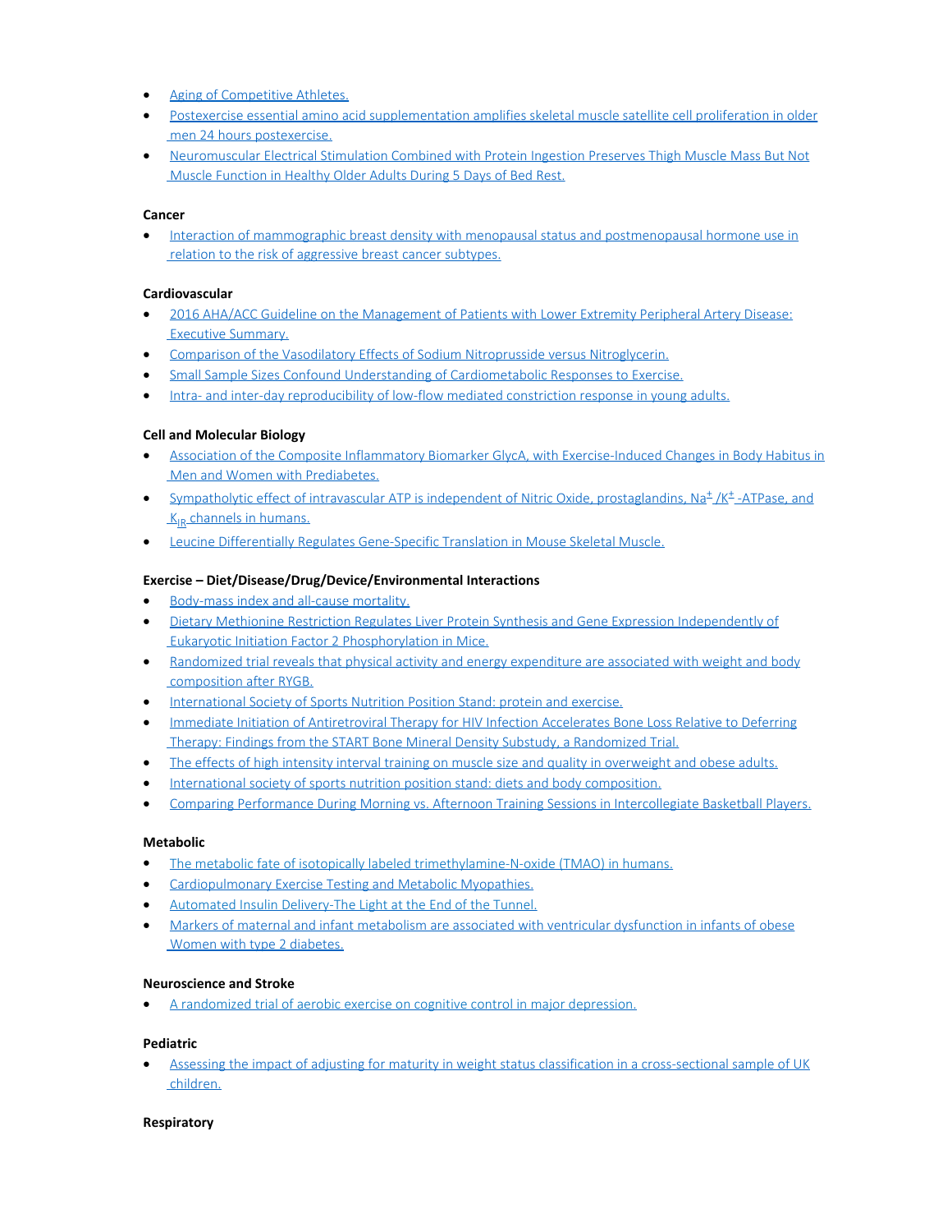- Aging of Competitive Athletes.
- Postexercise essential amino acid supplementation amplifies skeletal muscle satellite cell proliferation in older men 24 hours postexercise.
- Neuromuscular Electrical Stimulation Combined with Protein Ingestion Preserves Thigh Muscle Mass But Not Muscle Function in Healthy Older Adults During 5 Days of Bed Rest.

**Cancer**

- Interaction of mammographic breast density with menopausal status and postmenopausal hormone use in relation to the risk of aggressive breast cancer subtypes.

**Cardiovascular**

- 2016 AHA/ACC Guideline on the Management of Patients with Lower Extremity Peripheral Artery Disease: Executive Summary.
- Comparison of the Vasodilatory Effects of Sodium Nitroprusside versus Nitroglycerin.
- Small Sample Sizes Confound Understanding of Cardiometabolic Responses to Exercise.
- Intra- and inter-day reproducibility of low-flow mediated constriction response in young adults.

**Cell and Molecular Biology**

- Association of the Composite Inflammatory Biomarker GlycA, with Exercise-Induced Changes in Body Habitus in Men and Women with Prediabetes.
- Sympatholytic effect of intravascular ATP is independent of Nitric Oxide, prostaglandins, $Na^{+}/K^{+}$-ATPase, and $K_{IR}$ channels in humans.
- Leucine Differentially Regulates Gene-Specific Translation in Mouse Skeletal Muscle.

**Exercise – Diet/Disease/Drug/Device/Environmental Interactions**

- Body-mass index and all-cause mortality.
- Dietary Methionine Restriction Regulates Liver Protein Synthesis and Gene Expression Independently of Eukaryotic Initiation Factor 2 Phosphorylation in Mice.
- Randomized trial reveals that physical activity and energy expenditure are associated with weight and body composition after RYGB.
- International Society of Sports Nutrition Position Stand: protein and exercise.
- Immediate Initiation of Antiretroviral Therapy for HIV Infection Accelerates Bone Loss Relative to Deferring Therapy: Findings from the START Bone Mineral Density Substudy, a Randomized Trial.
- The effects of high intensity interval training on muscle size and quality in overweight and obese adults.
- International society of sports nutrition position stand: diets and body composition.
- Comparing Performance During Morning vs. Afternoon Training Sessions in Intercollegiate Basketball Players.

**Metabolic**

- The metabolic fate of isotopically labeled trimethylamine-N-oxide (TMAO) in humans.
- Cardiopulmonary Exercise Testing and Metabolic Myopathies.
- Automated Insulin Delivery-The Light at the End of the Tunnel.
- Markers of maternal and infant metabolism are associated with ventricular dysfunction in infants of obese Women with type 2 diabetes.

**Neuroscience and Stroke**

- A randomized trial of aerobic exercise on cognitive control in major depression.

**Pediatric**

- Assessing the impact of adjusting for maturity in weight status classification in a cross-sectional sample of UK children.

**Respiratory**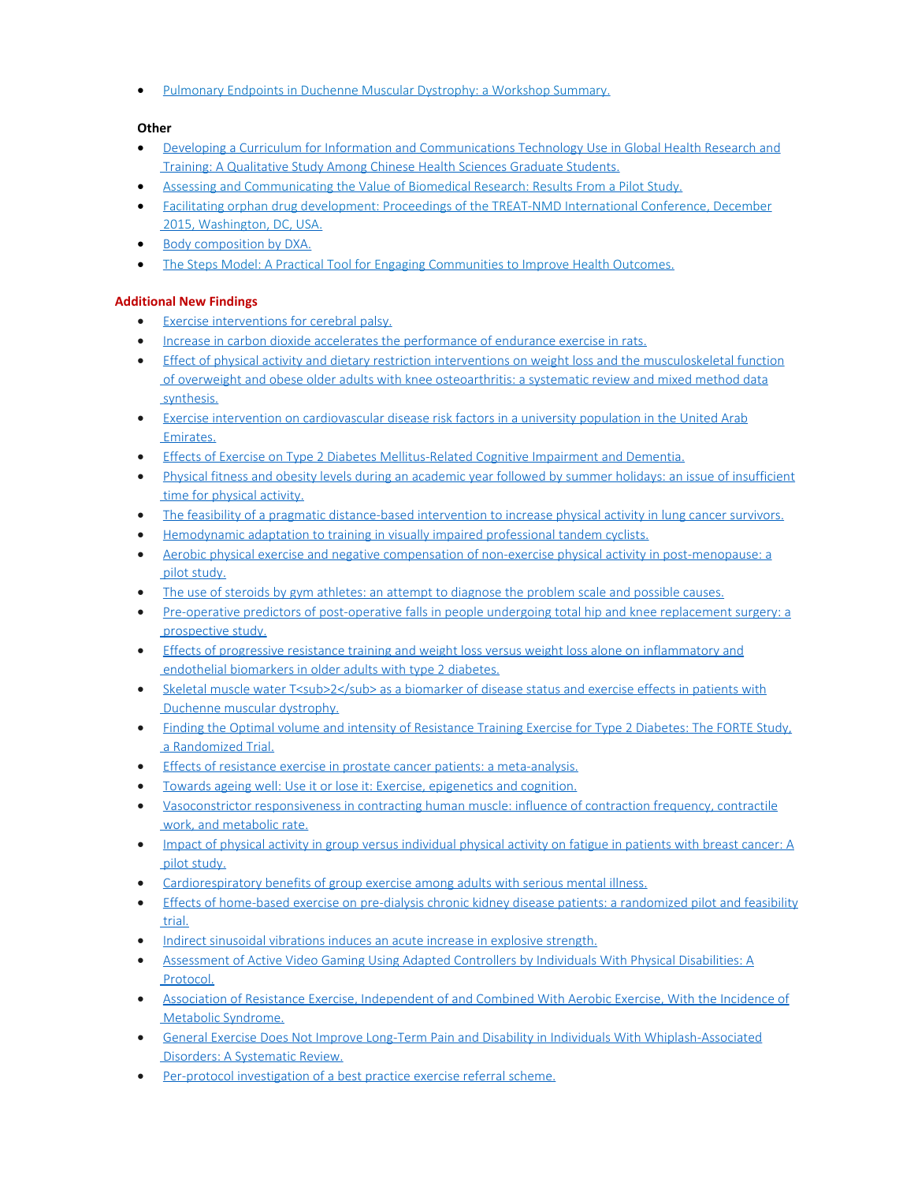- Pulmonary Endpoints in Duchenne Muscular Dystrophy: a Workshop Summary.

**Other**

- Developing a Curriculum for Information and Communications Technology Use in Global Health Research and Training: A Qualitative Study Among Chinese Health Sciences Graduate Students.
- Assessing and Communicating the Value of Biomedical Research: Results From a Pilot Study.
- Facilitating orphan drug development: Proceedings of the TREAT-NMD International Conference, December 2015, Washington, DC, USA.
- Body composition by DXA.
- The Steps Model: A Practical Tool for Engaging Communities to Improve Health Outcomes.

**Additional New Findings**

- Exercise interventions for cerebral palsy.
- Increase in carbon dioxide accelerates the performance of endurance exercise in rats.
- Effect of physical activity and dietary restriction interventions on weight loss and the musculoskeletal function of overweight and obese older adults with knee osteoarthritis: a systematic review and mixed method data synthesis.
- Exercise intervention on cardiovascular disease risk factors in a university population in the United Arab Emirates.
- Effects of Exercise on Type 2 Diabetes Mellitus-Related Cognitive Impairment and Dementia.
- Physical fitness and obesity levels during an academic year followed by summer holidays: an issue of insufficient time for physical activity.
- The feasibility of a pragmatic distance-based intervention to increase physical activity in lung cancer survivors.
- Hemodynamic adaptation to training in visually impaired professional tandem cyclists.
- Aerobic physical exercise and negative compensation of non-exercise physical activity in post-menopause: a pilot study.
- The use of steroids by gym athletes: an attempt to diagnose the problem scale and possible causes.
- Pre-operative predictors of post-operative falls in people undergoing total hip and knee replacement surgery: a prospective study.
- Effects of progressive resistance training and weight loss versus weight loss alone on inflammatory and endothelial biomarkers in older adults with type 2 diabetes.
- Skeletal muscle water $T_2$ as a biomarker of disease status and exercise effects in patients with Duchenne muscular dystrophy.
- Finding the Optimal volume and intensity of Resistance Training Exercise for Type 2 Diabetes: The FORTE Study, a Randomized Trial.
- Effects of resistance exercise in prostate cancer patients: a meta-analysis.
- Towards ageing well: Use it or lose it: Exercise, epigenetics and cognition.
- Vasoconstrictor responsiveness in contracting human muscle: influence of contraction frequency, contractile work, and metabolic rate.
- Impact of physical activity in group versus individual physical activity on fatigue in patients with breast cancer: A pilot study.
- Cardiorespiratory benefits of group exercise among adults with serious mental illness.
- Effects of home-based exercise on pre-dialysis chronic kidney disease patients: a randomized pilot and feasibility trial.
- Indirect sinusoidal vibrations induces an acute increase in explosive strength.
- Assessment of Active Video Gaming Using Adapted Controllers by Individuals With Physical Disabilities: A Protocol.
- Association of Resistance Exercise, Independent of and Combined With Aerobic Exercise, With the Incidence of Metabolic Syndrome.
- General Exercise Does Not Improve Long-Term Pain and Disability in Individuals With Whiplash-Associated Disorders: A Systematic Review.
- Per-protocol investigation of a best practice exercise referral scheme.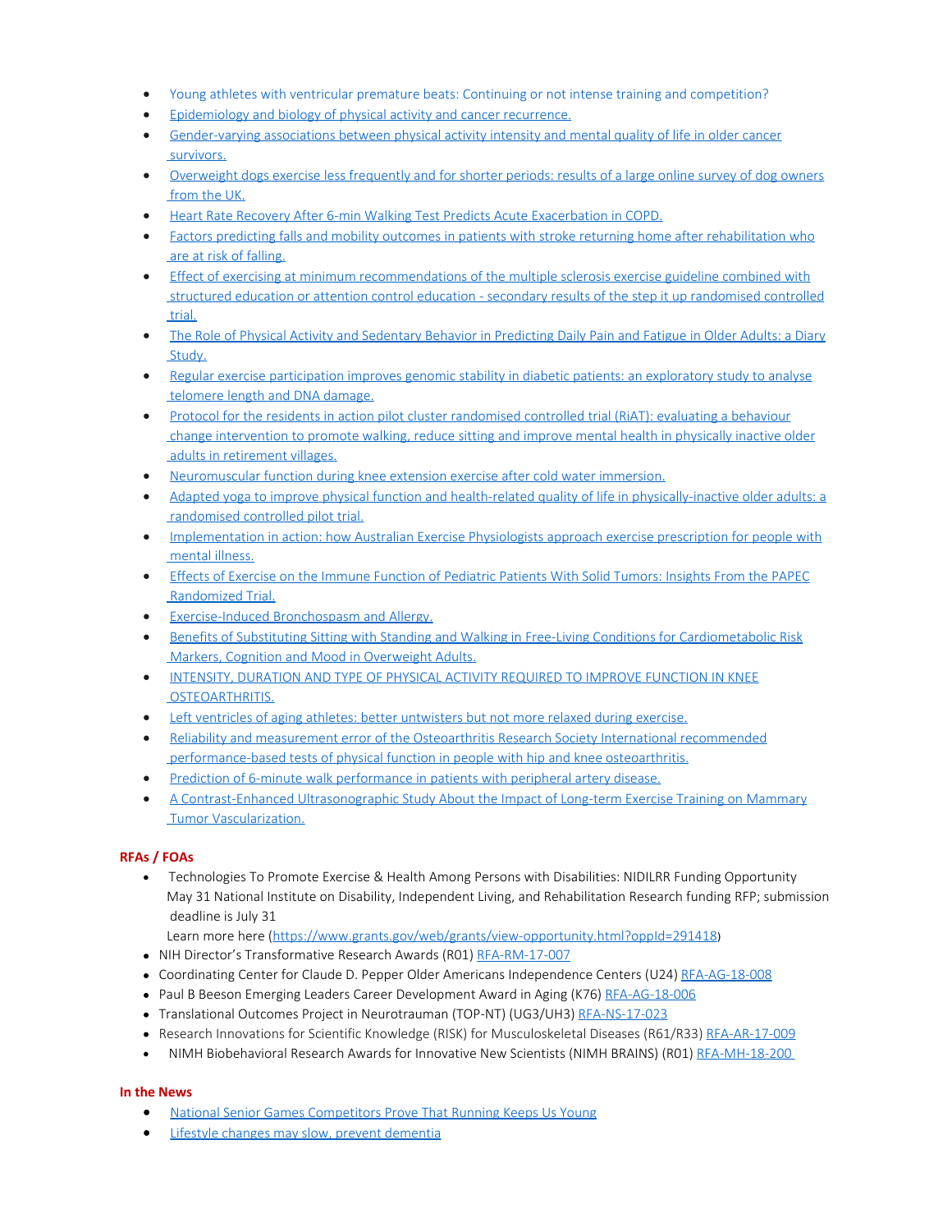- Young athletes with ventricular premature beats: Continuing or not intense training and competition?
- Epidemiology and biology of physical activity and cancer recurrence.
- Gender-varying associations between physical activity intensity and mental quality of life in older cancer survivors.
- Overweight dogs exercise less frequently and for shorter periods: results of a large online survey of dog owners from the UK.
- Heart Rate Recovery After 6-min Walking Test Predicts Acute Exacerbation in COPD.
- Factors predicting falls and mobility outcomes in patients with stroke returning home after rehabilitation who are at risk of falling.
- Effect of exercising at minimum recommendations of the multiple sclerosis exercise guideline combined with structured education or attention control education - secondary results of the step it up randomised controlled trial.
- The Role of Physical Activity and Sedentary Behavior in Predicting Daily Pain and Fatigue in Older Adults: a Diary Study.
- Regular exercise participation improves genomic stability in diabetic patients: an exploratory study to analyse telomere length and DNA damage.
- Protocol for the residents in action pilot cluster randomised controlled trial (RiAT): evaluating a behaviour change intervention to promote walking, reduce sitting and improve mental health in physically inactive older adults in retirement villages.
- Neuromuscular function during knee extension exercise after cold water immersion.
- Adapted yoga to improve physical function and health-related quality of life in physically-inactive older adults: a randomised controlled pilot trial.
- Implementation in action: how Australian Exercise Physiologists approach exercise prescription for people with mental illness.
- Effects of Exercise on the Immune Function of Pediatric Patients With Solid Tumors: Insights From the PAPEC Randomized Trial.
- Exercise-Induced Bronchospasm and Allergy.
- Benefits of Substituting Sitting with Standing and Walking in Free-Living Conditions for Cardiometabolic Risk Markers, Cognition and Mood in Overweight Adults.
- INTENSITY, DURATION AND TYPE OF PHYSICAL ACTIVITY REQUIRED TO IMPROVE FUNCTION IN KNEE OSTEOARTHRITIS.
- Left ventricles of aging athletes: better untwisters but not more relaxed during exercise.
- Reliability and measurement error of the Osteoarthritis Research Society International recommended performance-based tests of physical function in people with hip and knee osteoarthritis.
- Prediction of 6-minute walk performance in patients with peripheral artery disease.
- A Contrast-Enhanced Ultrasonographic Study About the Impact of Long-term Exercise Training on Mammary Tumor Vascularization.

**RFAs / FOAs**

- Technologies To Promote Exercise & Health Among Persons with Disabilities: NIDILRR Funding Opportunity May 31 National Institute on Disability, Independent Living, and Rehabilitation Research funding RFP; submission deadline is July 31
  Learn more here (https://www.grants.gov/web/grants/view-opportunity.html?oppId=291418)
- NIH Director's Transformative Research Awards (R01) RFA-RM-17-007
- Coordinating Center for Claude D. Pepper Older Americans Independence Centers (U24) RFA-AG-18-008
- Paul B Beeson Emerging Leaders Career Development Award in Aging (K76) RFA-AG-18-006
- Translational Outcomes Project in Neurotrauman (TOP-NT) (UG3/UH3) RFA-NS-17-023
- Research Innovations for Scientific Knowledge (RISK) for Musculoskeletal Diseases (R61/R33) RFA-AR-17-009
- NIMH Biobehavioral Research Awards for Innovative New Scientists (NIMH BRAINS) (R01) RFA-MH-18-200

**In the News**

- National Senior Games Competitors Prove That Running Keeps Us Young
- Lifestyle changes may slow, prevent dementia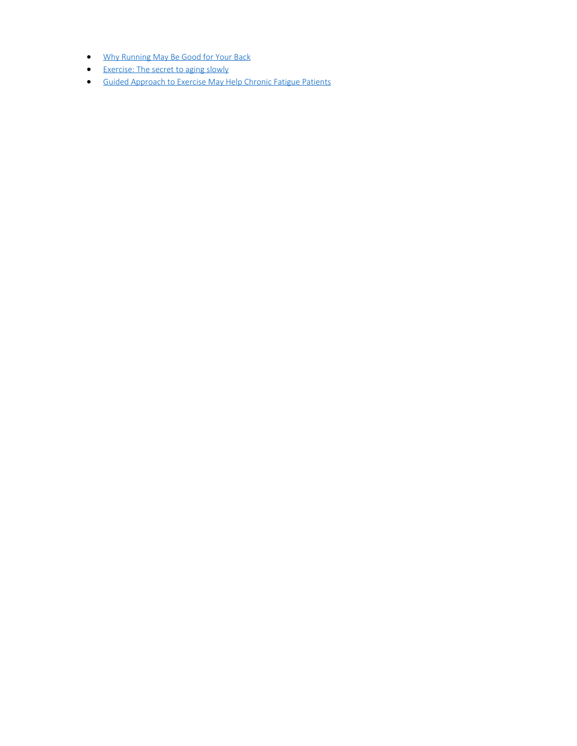- Why Running May Be Good for Your Back
- Exercise: The secret to aging slowly
- Guided Approach to Exercise May Help Chronic Fatigue Patients